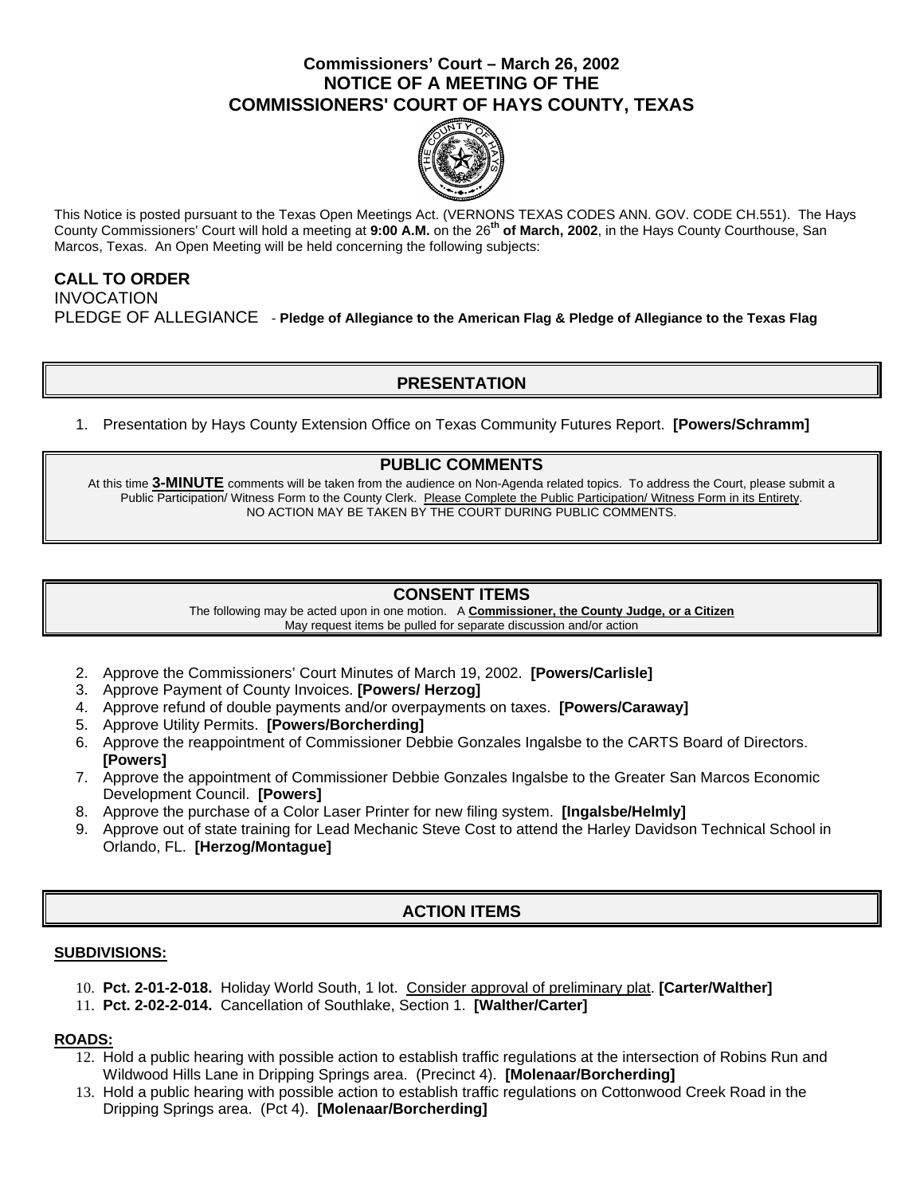# Commissioners' Court – March 26, 2002
# NOTICE OF A MEETING OF THE COMMISSIONERS' COURT OF HAYS COUNTY, TEXAS

This Notice is posted pursuant to the Texas Open Meetings Act. (VERNONS TEXAS CODES ANN. GOV. CODE CH.551). The Hays County Commissioners' Court will hold a meeting at **9:00 A.M.** on the 26**th of March, 2002**, in the Hays County Courthouse, San Marcos, Texas. An Open Meeting will be held concerning the following subjects:

**CALL TO ORDER**

INVOCATION

PLEDGE OF ALLEGIANCE - **Pledge of Allegiance to the American Flag & Pledge of Allegiance to the Texas Flag**

## PRESENTATION

1. Presentation by Hays County Extension Office on Texas Community Futures Report. **[Powers/Schramm]**

## PUBLIC COMMENTS

At this time **3-MINUTE** comments will be taken from the audience on Non-Agenda related topics. To address the Court, please submit a Public Participation/ Witness Form to the County Clerk. Please Complete the Public Participation/ Witness Form in its Entirety. NO ACTION MAY BE TAKEN BY THE COURT DURING PUBLIC COMMENTS.

## CONSENT ITEMS

The following may be acted upon in one motion. A **Commissioner, the County Judge, or a Citizen** May request items be pulled for separate discussion and/or action

2. Approve the Commissioners' Court Minutes of March 19, 2002. **[Powers/Carlisle]**
3. Approve Payment of County Invoices. **[Powers/ Herzog]**
4. Approve refund of double payments and/or overpayments on taxes. **[Powers/Caraway]**
5. Approve Utility Permits. **[Powers/Borcherding]**
6. Approve the reappointment of Commissioner Debbie Gonzales Ingalsbe to the CARTS Board of Directors. **[Powers]**
7. Approve the appointment of Commissioner Debbie Gonzales Ingalsbe to the Greater San Marcos Economic Development Council. **[Powers]**
8. Approve the purchase of a Color Laser Printer for new filing system. **[Ingalsbe/Helmly]**
9. Approve out of state training for Lead Mechanic Steve Cost to attend the Harley Davidson Technical School in Orlando, FL. **[Herzog/Montague]**

## ACTION ITEMS

**SUBDIVISIONS:**

10. **Pct. 2-01-2-018.** Holiday World South, 1 lot. Consider approval of preliminary plat. **[Carter/Walther]**
11. **Pct. 2-02-2-014.** Cancellation of Southlake, Section 1. **[Walther/Carter]**

**ROADS:**

12. Hold a public hearing with possible action to establish traffic regulations at the intersection of Robins Run and Wildwood Hills Lane in Dripping Springs area. (Precinct 4). **[Molenaar/Borcherding]**
13. Hold a public hearing with possible action to establish traffic regulations on Cottonwood Creek Road in the Dripping Springs area. (Pct 4). **[Molenaar/Borcherding]**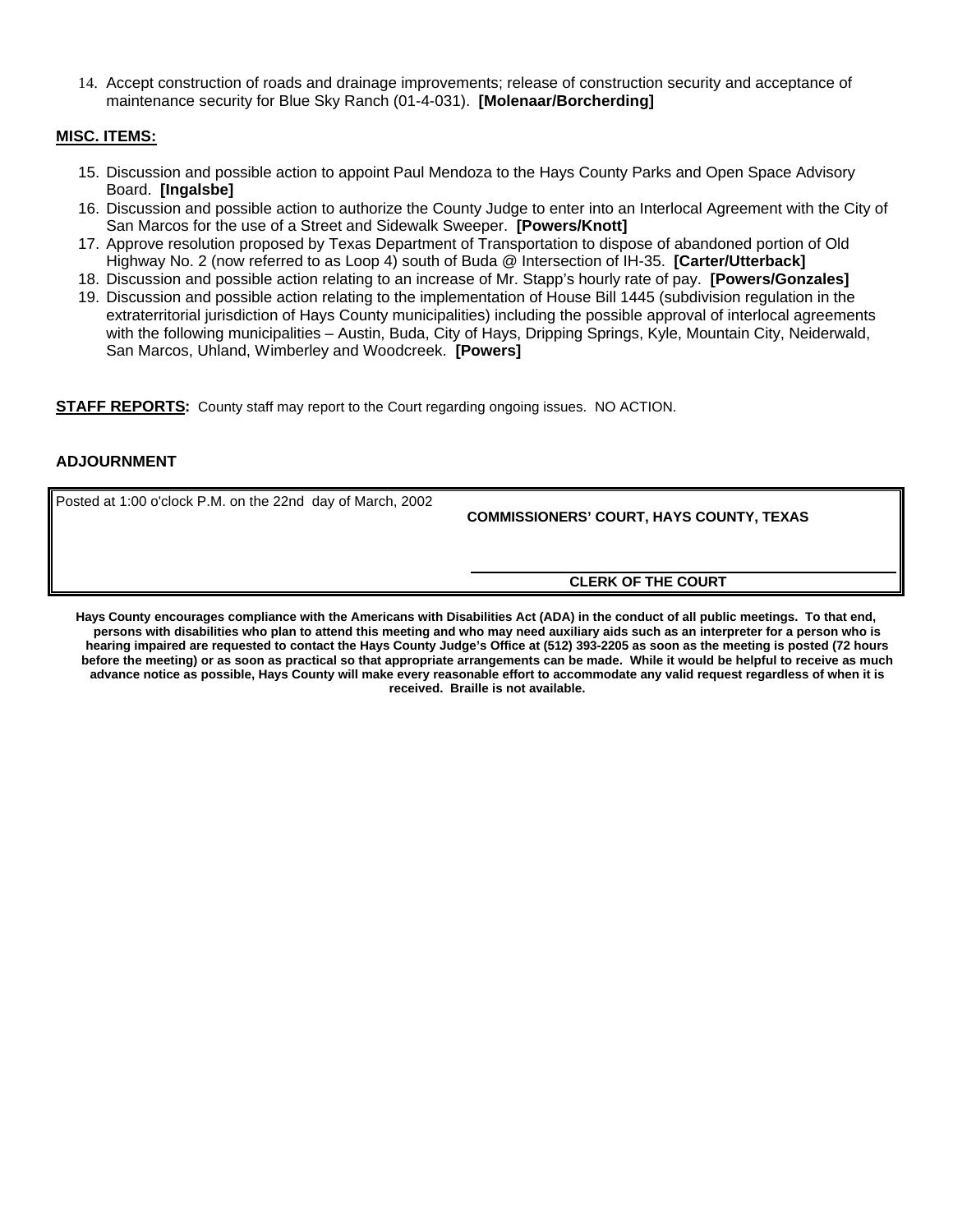14. Accept construction of roads and drainage improvements; release of construction security and acceptance of maintenance security for Blue Sky Ranch (01-4-031). **[Molenaar/Borcherding]**

**MISC. ITEMS:**

15. Discussion and possible action to appoint Paul Mendoza to the Hays County Parks and Open Space Advisory Board. **[Ingalsbe]**
16. Discussion and possible action to authorize the County Judge to enter into an Interlocal Agreement with the City of San Marcos for the use of a Street and Sidewalk Sweeper. **[Powers/Knott]**
17. Approve resolution proposed by Texas Department of Transportation to dispose of abandoned portion of Old Highway No. 2 (now referred to as Loop 4) south of Buda @ Intersection of IH-35. **[Carter/Utterback]**
18. Discussion and possible action relating to an increase of Mr. Stapp's hourly rate of pay. **[Powers/Gonzales]**
19. Discussion and possible action relating to the implementation of House Bill 1445 (subdivision regulation in the extraterritorial jurisdiction of Hays County municipalities) including the possible approval of interlocal agreements with the following municipalities – Austin, Buda, City of Hays, Dripping Springs, Kyle, Mountain City, Neiderwald, San Marcos, Uhland, Wimberley and Woodcreek. **[Powers]**

**STAFF REPORTS:** County staff may report to the Court regarding ongoing issues. NO ACTION.

**ADJOURNMENT**

Posted at 1:00 o'clock P.M. on the 22nd day of March, 2002

**COMMISSIONERS' COURT, HAYS COUNTY, TEXAS**

**CLERK OF THE COURT**

**Hays County encourages compliance with the Americans with Disabilities Act (ADA) in the conduct of all public meetings. To that end, persons with disabilities who plan to attend this meeting and who may need auxiliary aids such as an interpreter for a person who is hearing impaired are requested to contact the Hays County Judge's Office at (512) 393-2205 as soon as the meeting is posted (72 hours before the meeting) or as soon as practical so that appropriate arrangements can be made. While it would be helpful to receive as much advance notice as possible, Hays County will make every reasonable effort to accommodate any valid request regardless of when it is received. Braille is not available.**